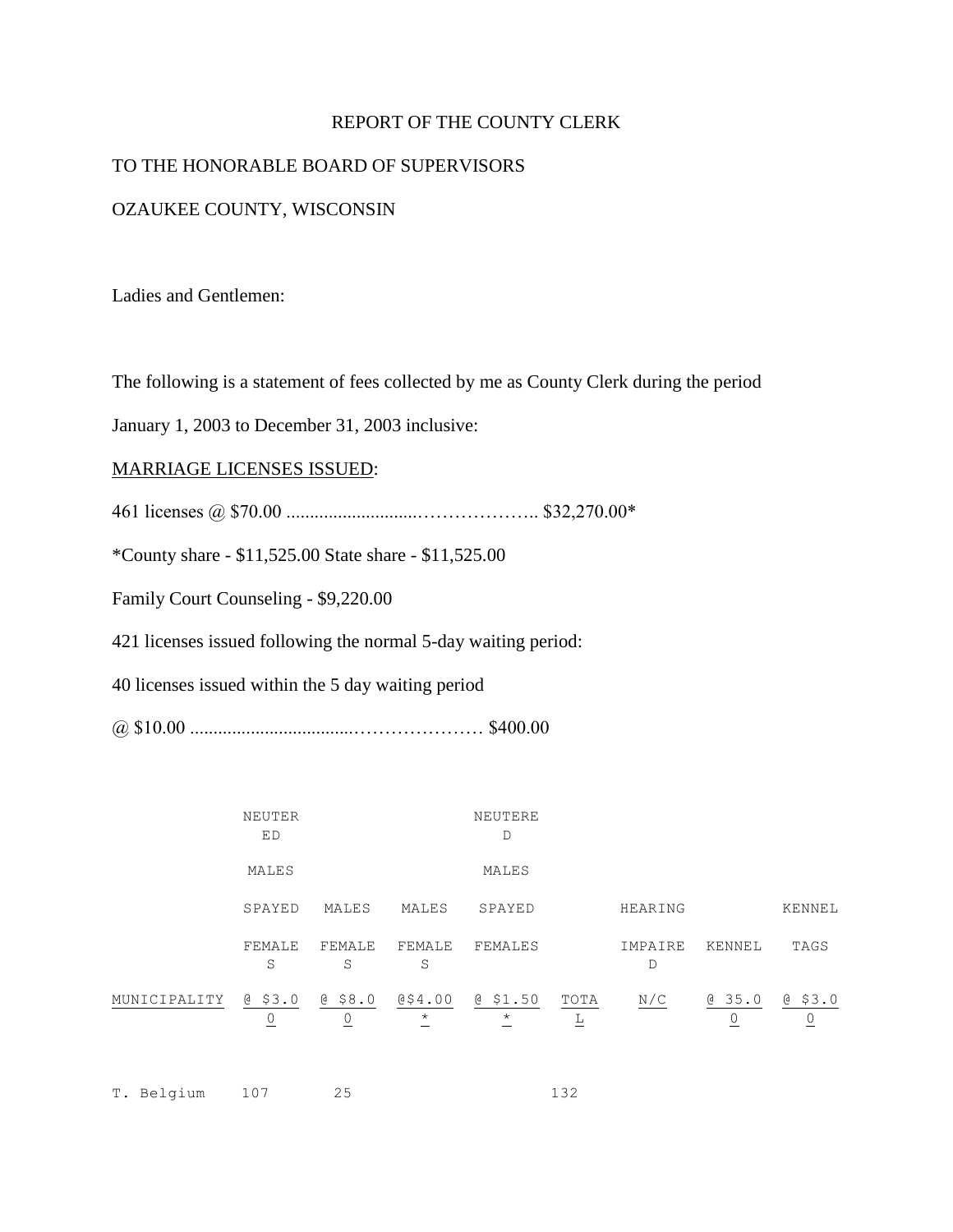REPORT OF THE COUNTY CLERK

TO THE HONORABLE BOARD OF SUPERVISORS

OZAUKEE COUNTY, WISCONSIN

Ladies and Gentlemen:

The following is a statement of fees collected by me as County Clerk during the period

January 1, 2003 to December 31, 2003 inclusive:

MARRIAGE LICENSES ISSUED:

461 licenses @ $70.00 ............................……………….. $32,270.00*

*County share - $11,525.00 State share - $11,525.00

Family Court Counseling - $9,220.00

421 licenses issued following the normal 5-day waiting period:

40 licenses issued within the 5 day waiting period

@ $10.00 ..................................………………… $400.00

| MUNICIPALITY | NEUTERED MALES SPAYED FEMALES @ $3.00 | MALES FEMALES @ $8.00 | MALES FEMALES @$4.00* | NEUTERED MALES SPAYED FEMALES @ $1.50* | TOTAL | HEARING IMPAIRED N/C | KENNEL @ 35.00 | KENNEL TAGS @ $3.00 |
|---|---|---|---|---|---|---|---|---|
| T. Belgium | 107 | 25 | | | 132 | | | |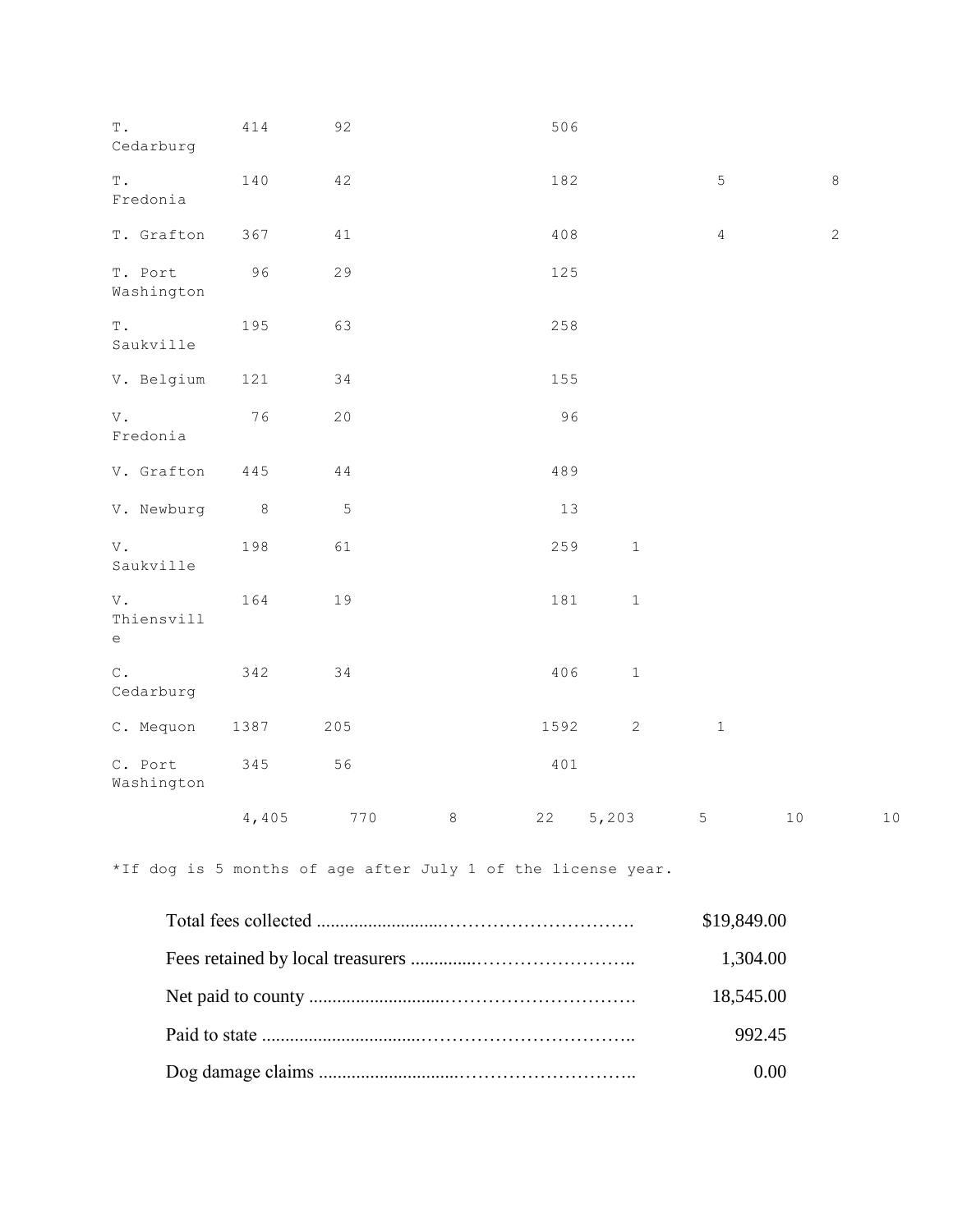| | | | | | | | | |
|---|---|---|---|---|---|---|---|---|
| T. Cedarburg | 414 | 92 | | | 506 | | | |
| T. Fredonia | 140 | 42 | | | 182 | | 5 | 8 |
| T. Grafton | 367 | 41 | | | 408 | | 4 | 2 |
| T. Port Washington | 96 | 29 | | | 125 | | | |
| T. Saukville | 195 | 63 | | | 258 | | | |
| V. Belgium | 121 | 34 | | | 155 | | | |
| V. Fredonia | 76 | 20 | | | 96 | | | |
| V. Grafton | 445 | 44 | | | 489 | | | |
| V. Newburg | 8 | 5 | | | 13 | | | |
| V. Saukville | 198 | 61 | | | 259 | 1 | | |
| V. Thiensville | 164 | 19 | | | 181 | 1 | | |
| C. Cedarburg | 342 | 34 | | | 406 | 1 | | |
| C. Mequon | 1387 | 205 | | | 1592 | 2 | 1 | |
| C. Port Washington | 345 | 56 | | | 401 | | | |
| | 4,405 | 770 | 8 | 22 | 5,203 | 5 | 10 | 10 |

*If dog is 5 months of age after July 1 of the license year.

| | |
|---|---|
| Total fees collected | $19,849.00 |
| Fees retained by local treasurers | 1,304.00 |
| Net paid to county | 18,545.00 |
| Paid to state | 992.45 |
| Dog damage claims | 0.00 |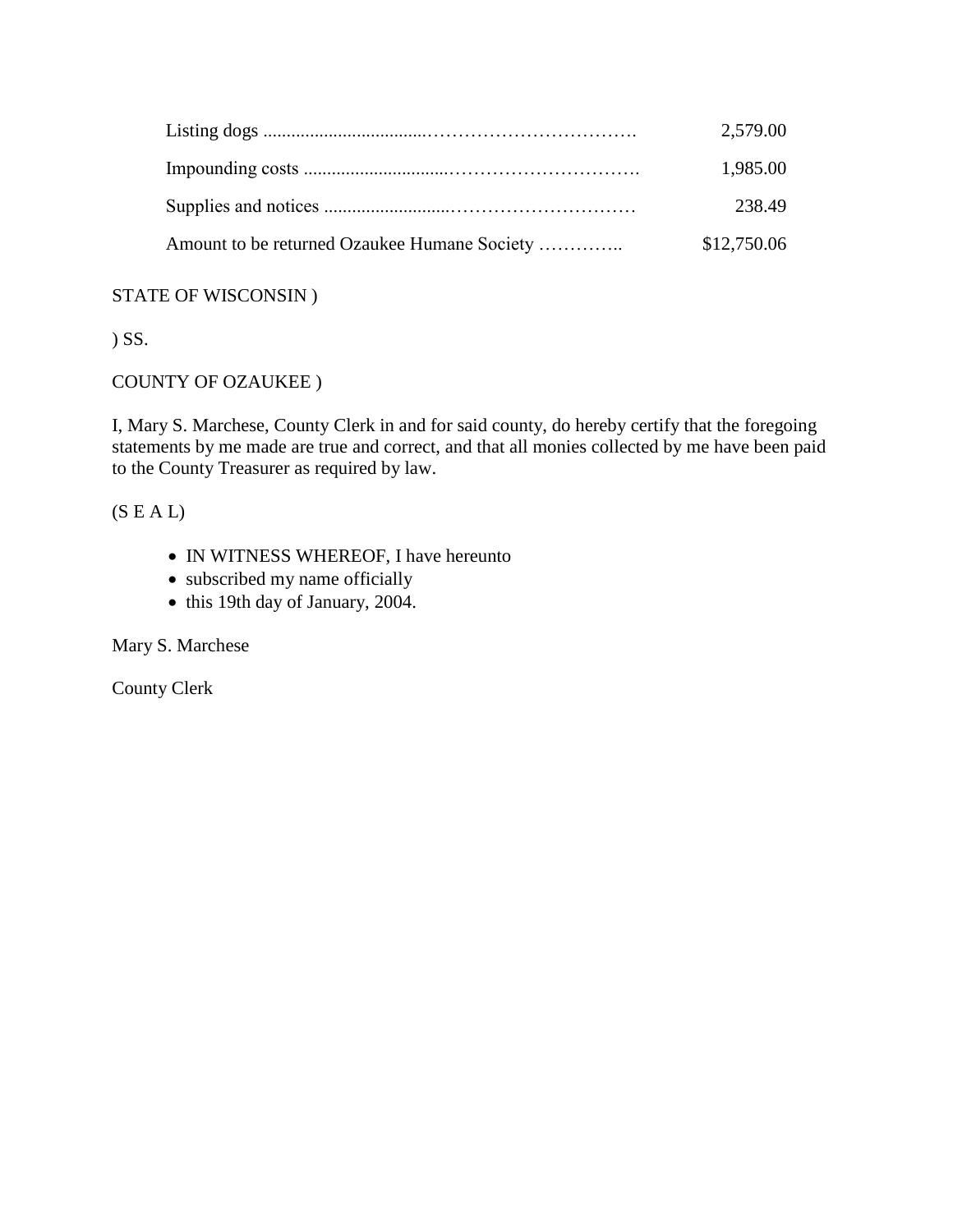| | |
|---|---|
| Listing dogs | 2,579.00 |
| Impounding costs | 1,985.00 |
| Supplies and notices | 238.49 |
| Amount to be returned Ozaukee Humane Society | $12,750.06 |

STATE OF WISCONSIN )

) SS.

COUNTY OF OZAUKEE )

I, Mary S. Marchese, County Clerk in and for said county, do hereby certify that the foregoing statements by me made are true and correct, and that all monies collected by me have been paid to the County Treasurer as required by law.

(S E A L)

- IN WITNESS WHEREOF, I have hereunto
- subscribed my name officially
- this 19th day of January, 2004.

Mary S. Marchese

County Clerk